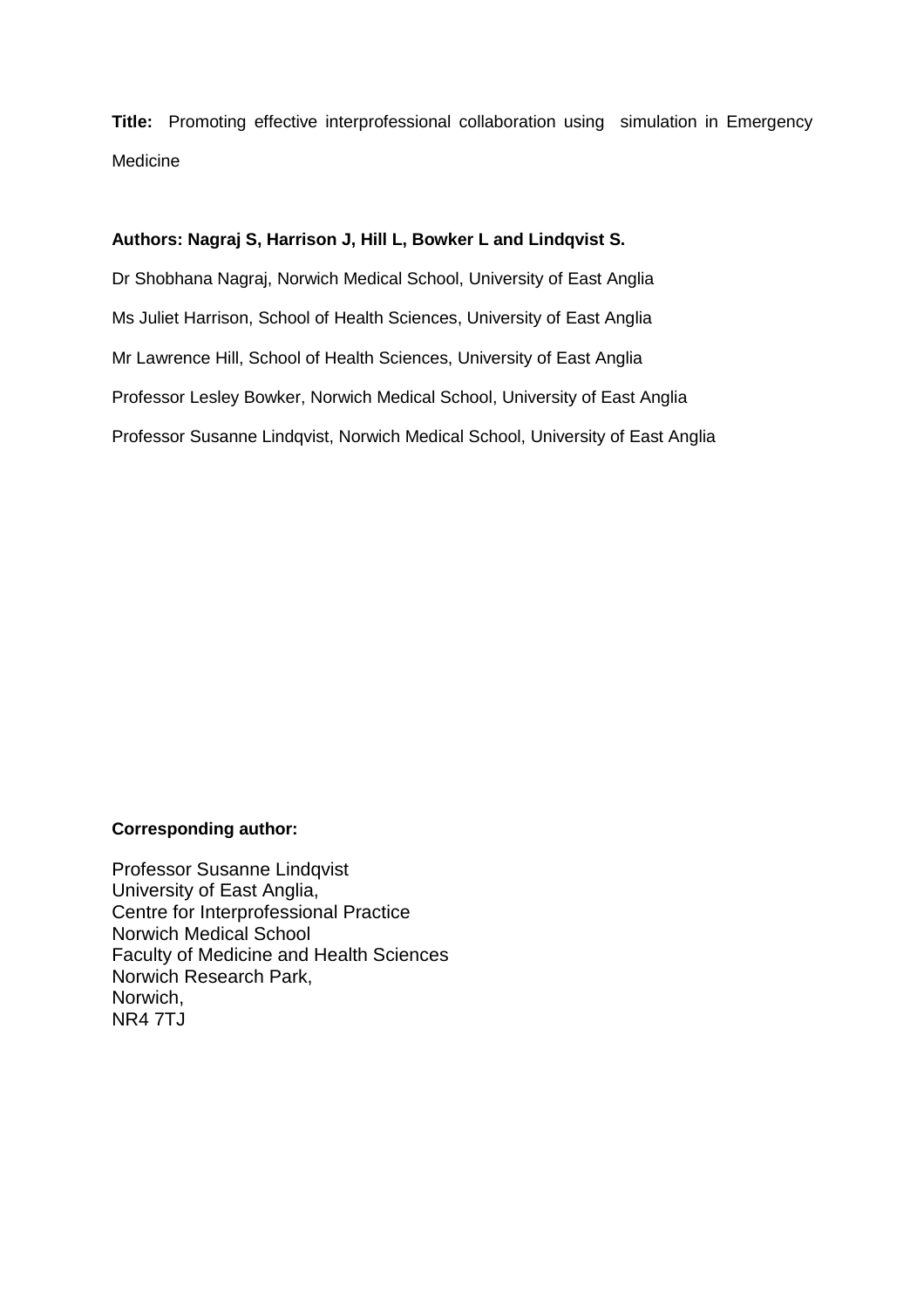**Title:** Promoting effective interprofessional collaboration using simulation in Emergency Medicine

**Authors: Nagraj S, Harrison J, Hill L, Bowker L and Lindqvist S.**

Dr Shobhana Nagraj, Norwich Medical School, University of East Anglia

Ms Juliet Harrison, School of Health Sciences, University of East Anglia

Mr Lawrence Hill, School of Health Sciences, University of East Anglia

Professor Lesley Bowker, Norwich Medical School, University of East Anglia

Professor Susanne Lindqvist, Norwich Medical School, University of East Anglia

**Corresponding author:**

Professor Susanne Lindqvist  
University of East Anglia,  
Centre for Interprofessional Practice  
Norwich Medical School  
Faculty of Medicine and Health Sciences  
Norwich Research Park,  
Norwich,  
NR4 7TJ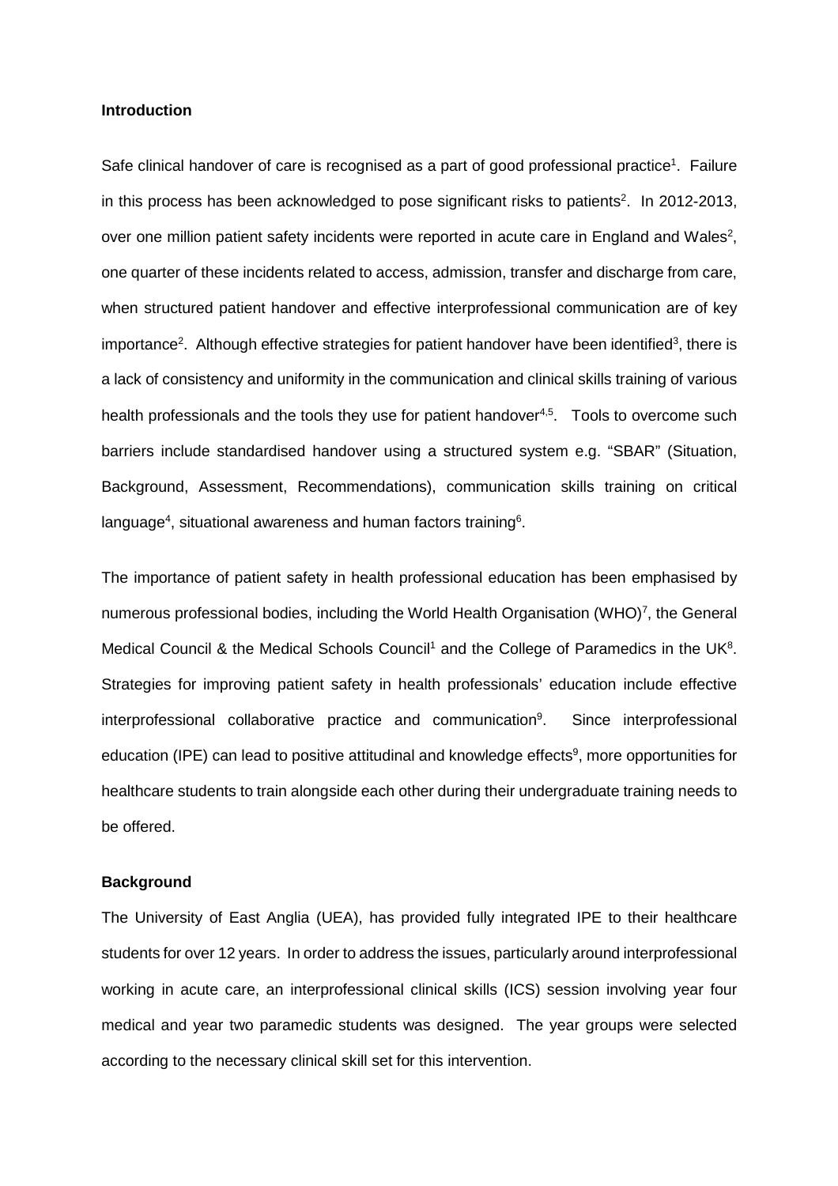**Introduction**

Safe clinical handover of care is recognised as a part of good professional practice[1]. Failure in this process has been acknowledged to pose significant risks to patients[2]. In 2012-2013, over one million patient safety incidents were reported in acute care in England and Wales[2], one quarter of these incidents related to access, admission, transfer and discharge from care, when structured patient handover and effective interprofessional communication are of key importance[2]. Although effective strategies for patient handover have been identified[3], there is a lack of consistency and uniformity in the communication and clinical skills training of various health professionals and the tools they use for patient handover[4,5]. Tools to overcome such barriers include standardised handover using a structured system e.g. "SBAR" (Situation, Background, Assessment, Recommendations), communication skills training on critical language[4], situational awareness and human factors training[6].

The importance of patient safety in health professional education has been emphasised by numerous professional bodies, including the World Health Organisation (WHO)[7], the General Medical Council & the Medical Schools Council[1] and the College of Paramedics in the UK[8]. Strategies for improving patient safety in health professionals' education include effective interprofessional collaborative practice and communication[9]. Since interprofessional education (IPE) can lead to positive attitudinal and knowledge effects[9], more opportunities for healthcare students to train alongside each other during their undergraduate training needs to be offered.

**Background**

The University of East Anglia (UEA), has provided fully integrated IPE to their healthcare students for over 12 years. In order to address the issues, particularly around interprofessional working in acute care, an interprofessional clinical skills (ICS) session involving year four medical and year two paramedic students was designed. The year groups were selected according to the necessary clinical skill set for this intervention.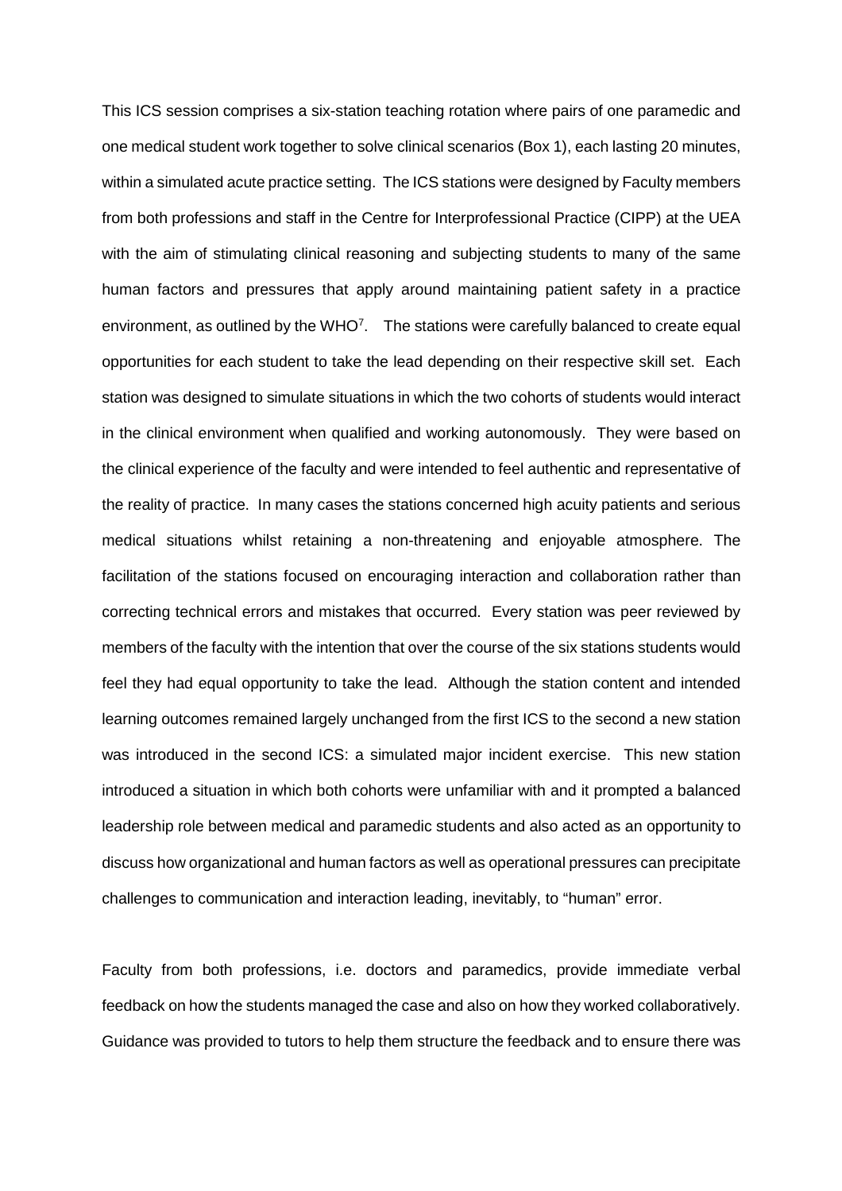This ICS session comprises a six-station teaching rotation where pairs of one paramedic and one medical student work together to solve clinical scenarios (Box 1), each lasting 20 minutes, within a simulated acute practice setting. The ICS stations were designed by Faculty members from both professions and staff in the Centre for Interprofessional Practice (CIPP) at the UEA with the aim of stimulating clinical reasoning and subjecting students to many of the same human factors and pressures that apply around maintaining patient safety in a practice environment, as outlined by the WHO[7]. The stations were carefully balanced to create equal opportunities for each student to take the lead depending on their respective skill set. Each station was designed to simulate situations in which the two cohorts of students would interact in the clinical environment when qualified and working autonomously. They were based on the clinical experience of the faculty and were intended to feel authentic and representative of the reality of practice. In many cases the stations concerned high acuity patients and serious medical situations whilst retaining a non-threatening and enjoyable atmosphere. The facilitation of the stations focused on encouraging interaction and collaboration rather than correcting technical errors and mistakes that occurred. Every station was peer reviewed by members of the faculty with the intention that over the course of the six stations students would feel they had equal opportunity to take the lead. Although the station content and intended learning outcomes remained largely unchanged from the first ICS to the second a new station was introduced in the second ICS: a simulated major incident exercise. This new station introduced a situation in which both cohorts were unfamiliar with and it prompted a balanced leadership role between medical and paramedic students and also acted as an opportunity to discuss how organizational and human factors as well as operational pressures can precipitate challenges to communication and interaction leading, inevitably, to "human" error.

Faculty from both professions, i.e. doctors and paramedics, provide immediate verbal feedback on how the students managed the case and also on how they worked collaboratively. Guidance was provided to tutors to help them structure the feedback and to ensure there was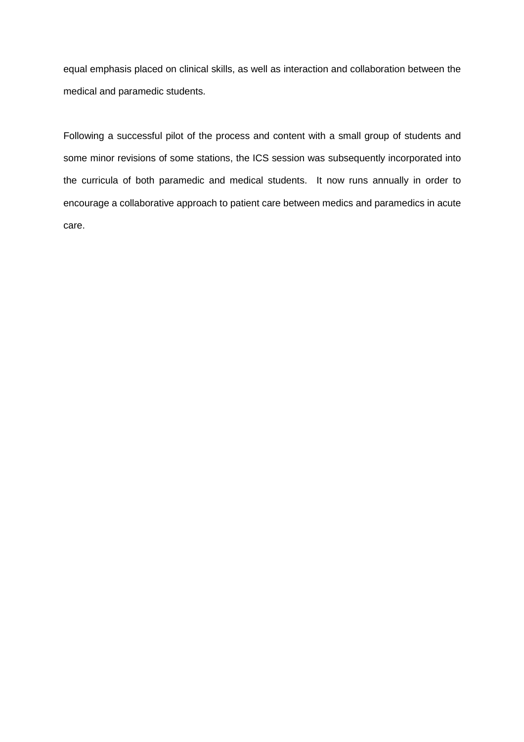equal emphasis placed on clinical skills, as well as interaction and collaboration between the medical and paramedic students.

Following a successful pilot of the process and content with a small group of students and some minor revisions of some stations, the ICS session was subsequently incorporated into the curricula of both paramedic and medical students. It now runs annually in order to encourage a collaborative approach to patient care between medics and paramedics in acute care.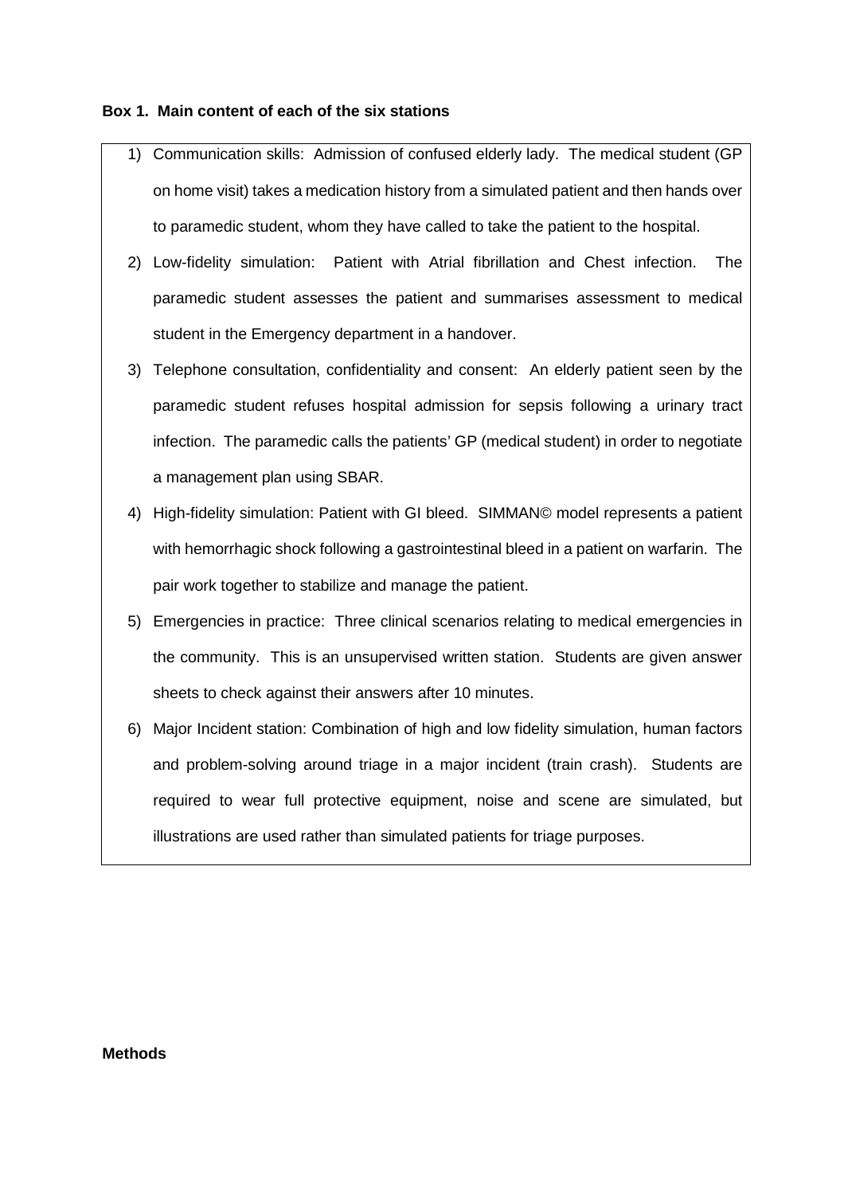**Box 1. Main content of each of the six stations**

1) Communication skills: Admission of confused elderly lady. The medical student (GP on home visit) takes a medication history from a simulated patient and then hands over to paramedic student, whom they have called to take the patient to the hospital.
2) Low-fidelity simulation: Patient with Atrial fibrillation and Chest infection. The paramedic student assesses the patient and summarises assessment to medical student in the Emergency department in a handover.
3) Telephone consultation, confidentiality and consent: An elderly patient seen by the paramedic student refuses hospital admission for sepsis following a urinary tract infection. The paramedic calls the patients' GP (medical student) in order to negotiate a management plan using SBAR.
4) High-fidelity simulation: Patient with GI bleed. SIMMAN© model represents a patient with hemorrhagic shock following a gastrointestinal bleed in a patient on warfarin. The pair work together to stabilize and manage the patient.
5) Emergencies in practice: Three clinical scenarios relating to medical emergencies in the community. This is an unsupervised written station. Students are given answer sheets to check against their answers after 10 minutes.
6) Major Incident station: Combination of high and low fidelity simulation, human factors and problem-solving around triage in a major incident (train crash). Students are required to wear full protective equipment, noise and scene are simulated, but illustrations are used rather than simulated patients for triage purposes.

**Methods**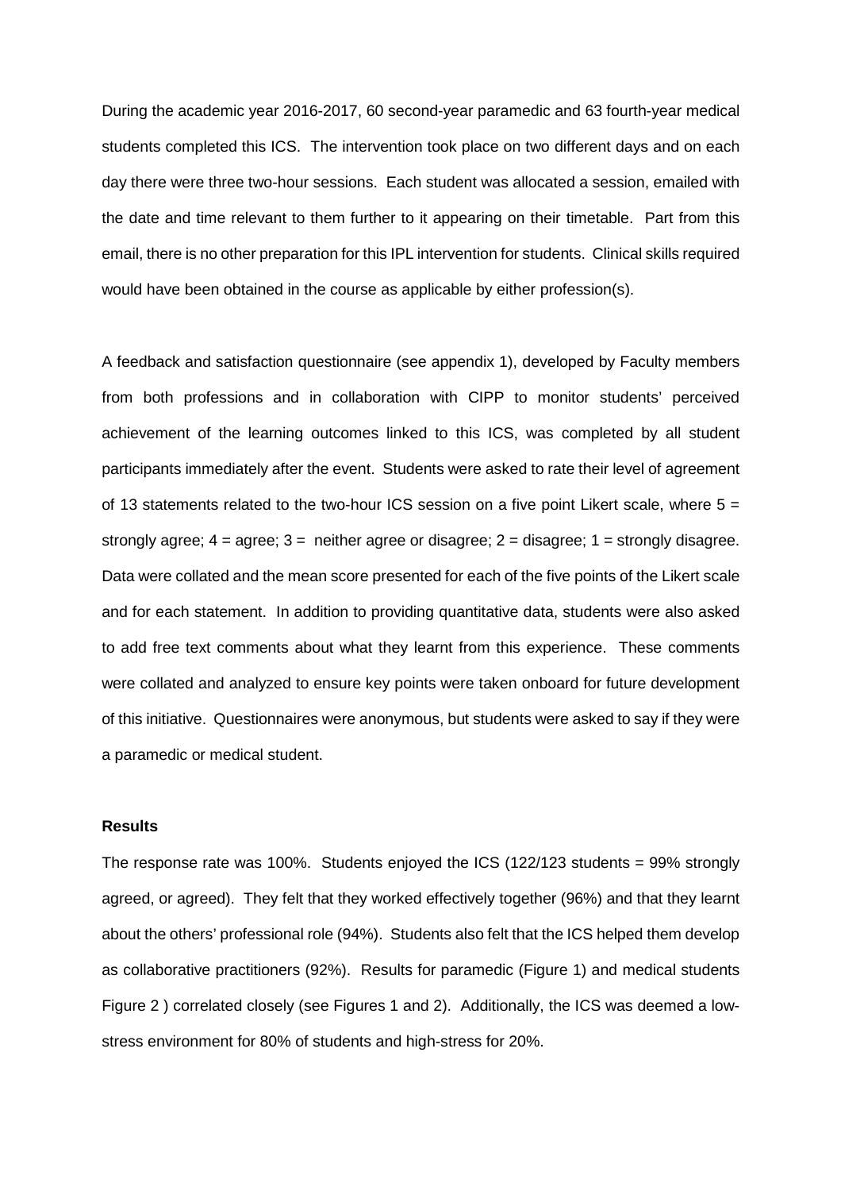During the academic year 2016-2017, 60 second-year paramedic and 63 fourth-year medical students completed this ICS. The intervention took place on two different days and on each day there were three two-hour sessions. Each student was allocated a session, emailed with the date and time relevant to them further to it appearing on their timetable. Part from this email, there is no other preparation for this IPL intervention for students. Clinical skills required would have been obtained in the course as applicable by either profession(s).

A feedback and satisfaction questionnaire (see appendix 1), developed by Faculty members from both professions and in collaboration with CIPP to monitor students' perceived achievement of the learning outcomes linked to this ICS, was completed by all student participants immediately after the event. Students were asked to rate their level of agreement of 13 statements related to the two-hour ICS session on a five point Likert scale, where 5 = strongly agree; 4 = agree; 3 = neither agree or disagree; 2 = disagree; 1 = strongly disagree. Data were collated and the mean score presented for each of the five points of the Likert scale and for each statement. In addition to providing quantitative data, students were also asked to add free text comments about what they learnt from this experience. These comments were collated and analyzed to ensure key points were taken onboard for future development of this initiative. Questionnaires were anonymous, but students were asked to say if they were a paramedic or medical student.

### Results

The response rate was 100%. Students enjoyed the ICS (122/123 students = 99% strongly agreed, or agreed). They felt that they worked effectively together (96%) and that they learnt about the others' professional role (94%). Students also felt that the ICS helped them develop as collaborative practitioners (92%). Results for paramedic (Figure 1) and medical students Figure 2 ) correlated closely (see Figures 1 and 2). Additionally, the ICS was deemed a low-stress environment for 80% of students and high-stress for 20%.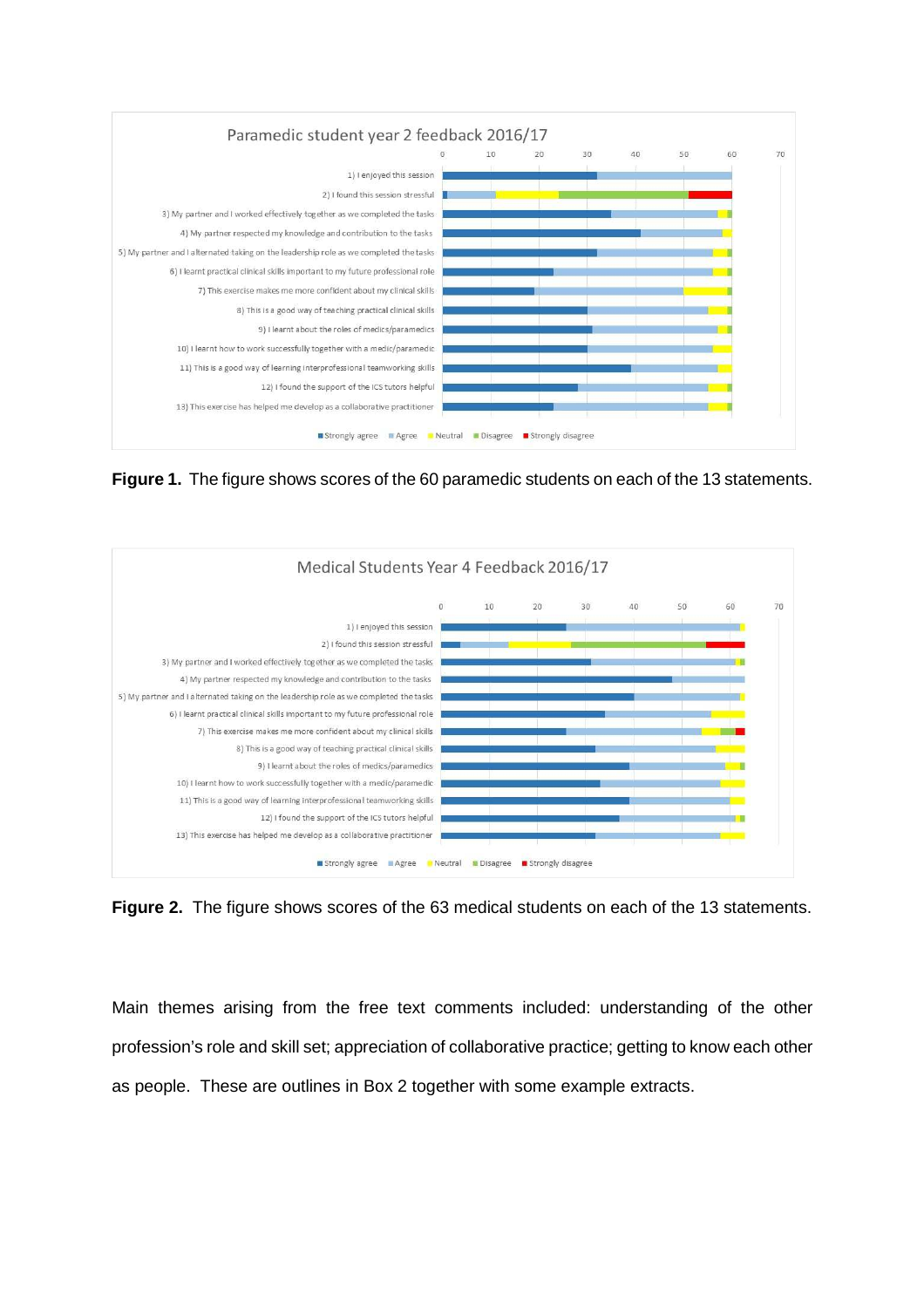**Figure 1.** The figure shows scores of the 60 paramedic students on each of the 13 statements.

**Figure 2.** The figure shows scores of the 63 medical students on each of the 13 statements.

Main themes arising from the free text comments included: understanding of the other profession's role and skill set; appreciation of collaborative practice; getting to know each other as people. These are outlines in Box 2 together with some example extracts.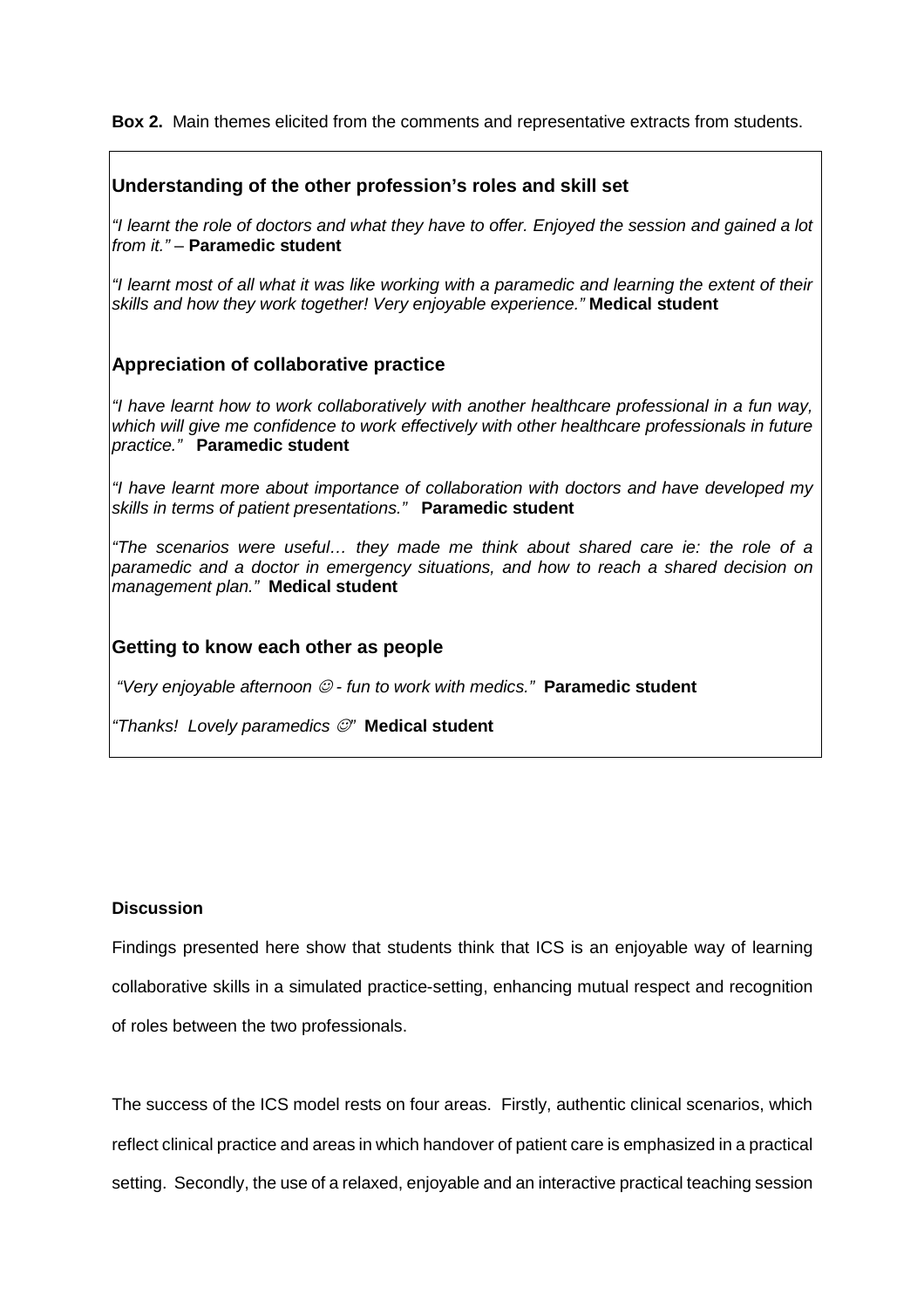**Box 2.** Main themes elicited from the comments and representative extracts from students.

### Understanding of the other profession's roles and skill set

*"I learnt the role of doctors and what they have to offer. Enjoyed the session and gained a lot from it."* – **Paramedic student**

*"I learnt most of all what it was like working with a paramedic and learning the extent of their skills and how they work together! Very enjoyable experience."* **Medical student**

### Appreciation of collaborative practice

*"I have learnt how to work collaboratively with another healthcare professional in a fun way, which will give me confidence to work effectively with other healthcare professionals in future practice."* **Paramedic student**

*"I have learnt more about importance of collaboration with doctors and have developed my skills in terms of patient presentations."* **Paramedic student**

*"The scenarios were useful… they made me think about shared care ie: the role of a paramedic and a doctor in emergency situations, and how to reach a shared decision on management plan."* **Medical student**

### Getting to know each other as people

*"Very enjoyable afternoon ☺ - fun to work with medics."* **Paramedic student**

*"Thanks! Lovely paramedics ☺"* **Medical student**

**Discussion**

Findings presented here show that students think that ICS is an enjoyable way of learning collaborative skills in a simulated practice-setting, enhancing mutual respect and recognition of roles between the two professionals.

The success of the ICS model rests on four areas. Firstly, authentic clinical scenarios, which reflect clinical practice and areas in which handover of patient care is emphasized in a practical setting. Secondly, the use of a relaxed, enjoyable and an interactive practical teaching session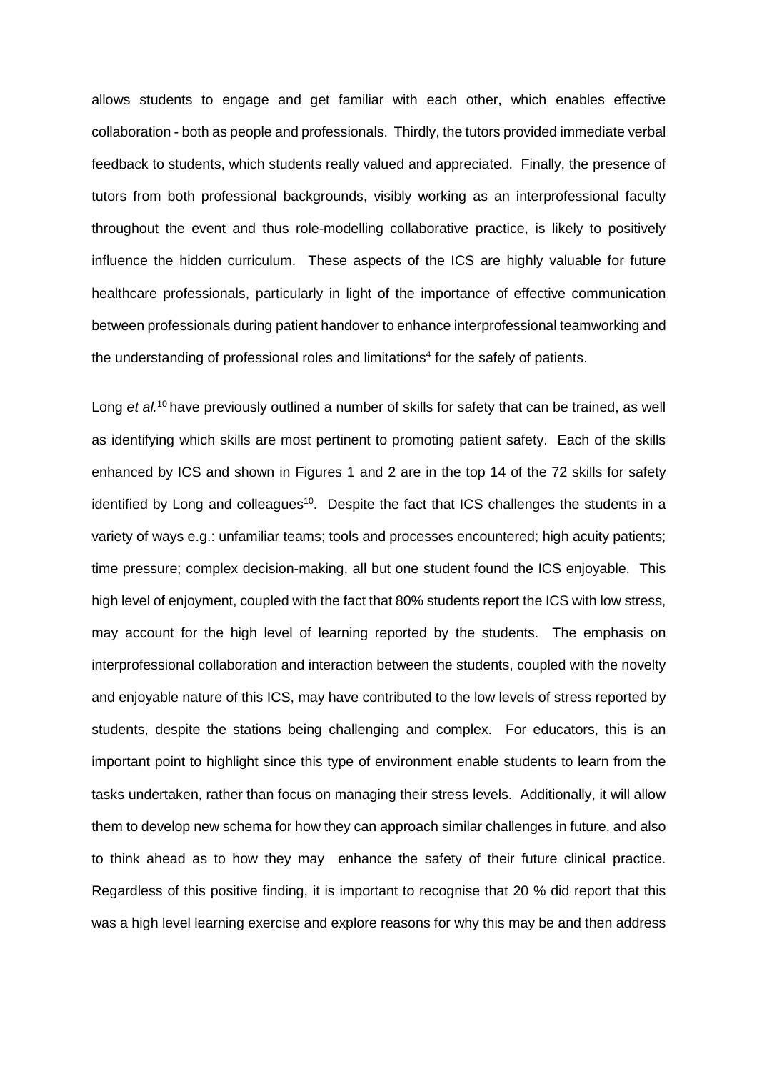allows students to engage and get familiar with each other, which enables effective collaboration - both as people and professionals. Thirdly, the tutors provided immediate verbal feedback to students, which students really valued and appreciated. Finally, the presence of tutors from both professional backgrounds, visibly working as an interprofessional faculty throughout the event and thus role-modelling collaborative practice, is likely to positively influence the hidden curriculum. These aspects of the ICS are highly valuable for future healthcare professionals, particularly in light of the importance of effective communication between professionals during patient handover to enhance interprofessional teamworking and the understanding of professional roles and limitations[4] for the safely of patients.

Long *et al.*[10] have previously outlined a number of skills for safety that can be trained, as well as identifying which skills are most pertinent to promoting patient safety. Each of the skills enhanced by ICS and shown in Figures 1 and 2 are in the top 14 of the 72 skills for safety identified by Long and colleagues[10]. Despite the fact that ICS challenges the students in a variety of ways e.g.: unfamiliar teams; tools and processes encountered; high acuity patients; time pressure; complex decision-making, all but one student found the ICS enjoyable. This high level of enjoyment, coupled with the fact that 80% students report the ICS with low stress, may account for the high level of learning reported by the students. The emphasis on interprofessional collaboration and interaction between the students, coupled with the novelty and enjoyable nature of this ICS, may have contributed to the low levels of stress reported by students, despite the stations being challenging and complex. For educators, this is an important point to highlight since this type of environment enable students to learn from the tasks undertaken, rather than focus on managing their stress levels. Additionally, it will allow them to develop new schema for how they can approach similar challenges in future, and also to think ahead as to how they may enhance the safety of their future clinical practice. Regardless of this positive finding, it is important to recognise that 20 % did report that this was a high level learning exercise and explore reasons for why this may be and then address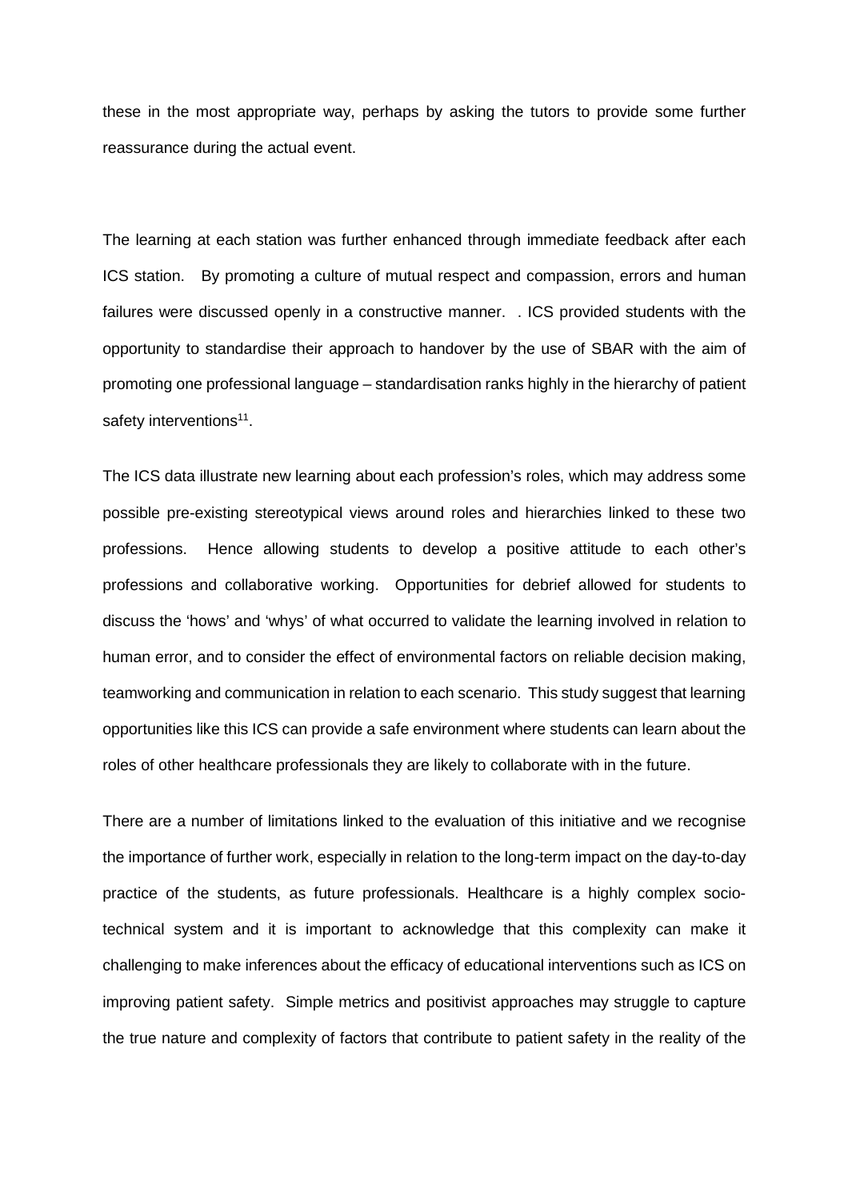these in the most appropriate way, perhaps by asking the tutors to provide some further reassurance during the actual event.

The learning at each station was further enhanced through immediate feedback after each ICS station. By promoting a culture of mutual respect and compassion, errors and human failures were discussed openly in a constructive manner. . ICS provided students with the opportunity to standardise their approach to handover by the use of SBAR with the aim of promoting one professional language – standardisation ranks highly in the hierarchy of patient safety interventions[11].

The ICS data illustrate new learning about each profession's roles, which may address some possible pre-existing stereotypical views around roles and hierarchies linked to these two professions. Hence allowing students to develop a positive attitude to each other's professions and collaborative working. Opportunities for debrief allowed for students to discuss the 'hows' and 'whys' of what occurred to validate the learning involved in relation to human error, and to consider the effect of environmental factors on reliable decision making, teamworking and communication in relation to each scenario. This study suggest that learning opportunities like this ICS can provide a safe environment where students can learn about the roles of other healthcare professionals they are likely to collaborate with in the future.

There are a number of limitations linked to the evaluation of this initiative and we recognise the importance of further work, especially in relation to the long-term impact on the day-to-day practice of the students, as future professionals. Healthcare is a highly complex socio-technical system and it is important to acknowledge that this complexity can make it challenging to make inferences about the efficacy of educational interventions such as ICS on improving patient safety. Simple metrics and positivist approaches may struggle to capture the true nature and complexity of factors that contribute to patient safety in the reality of the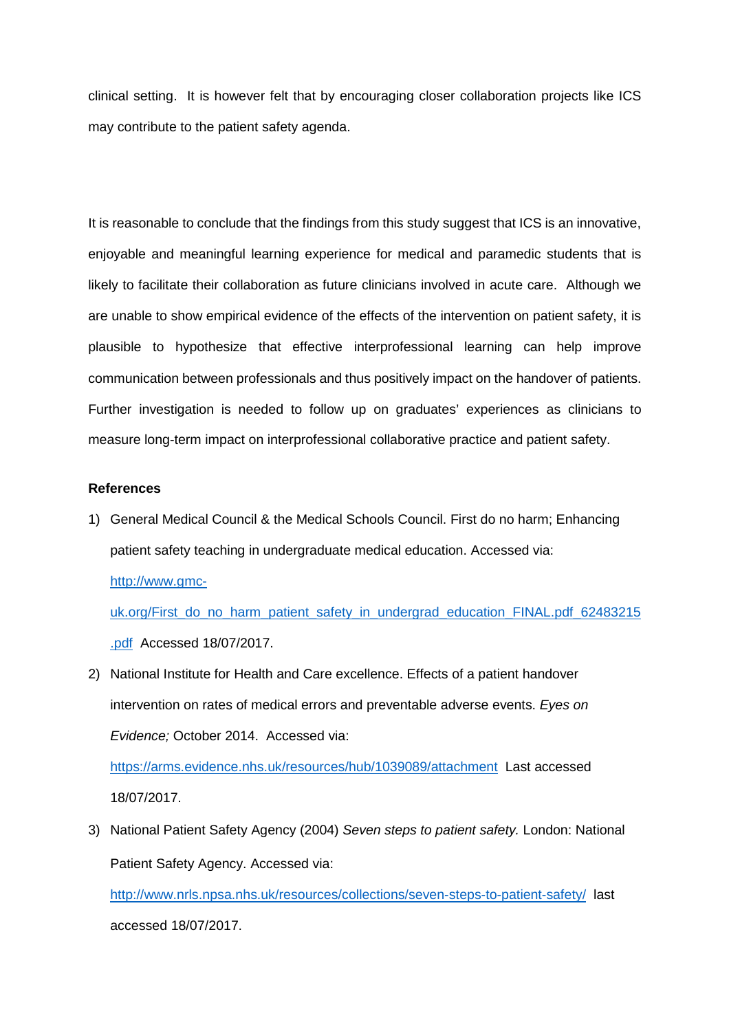clinical setting. It is however felt that by encouraging closer collaboration projects like ICS may contribute to the patient safety agenda.

It is reasonable to conclude that the findings from this study suggest that ICS is an innovative, enjoyable and meaningful learning experience for medical and paramedic students that is likely to facilitate their collaboration as future clinicians involved in acute care. Although we are unable to show empirical evidence of the effects of the intervention on patient safety, it is plausible to hypothesize that effective interprofessional learning can help improve communication between professionals and thus positively impact on the handover of patients. Further investigation is needed to follow up on graduates' experiences as clinicians to measure long-term impact on interprofessional collaborative practice and patient safety.

**References**

1) General Medical Council & the Medical Schools Council. First do no harm; Enhancing patient safety teaching in undergraduate medical education. Accessed via: http://www.gmc-uk.org/First_do_no_harm_patient_safety_in_undergrad_education_FINAL.pdf_62483215.pdf Accessed 18/07/2017.
2) National Institute for Health and Care excellence. Effects of a patient handover intervention on rates of medical errors and preventable adverse events. *Eyes on Evidence;* October 2014. Accessed via: https://arms.evidence.nhs.uk/resources/hub/1039089/attachment Last accessed 18/07/2017.
3) National Patient Safety Agency (2004) *Seven steps to patient safety.* London: National Patient Safety Agency. Accessed via: http://www.nrls.npsa.nhs.uk/resources/collections/seven-steps-to-patient-safety/ last accessed 18/07/2017.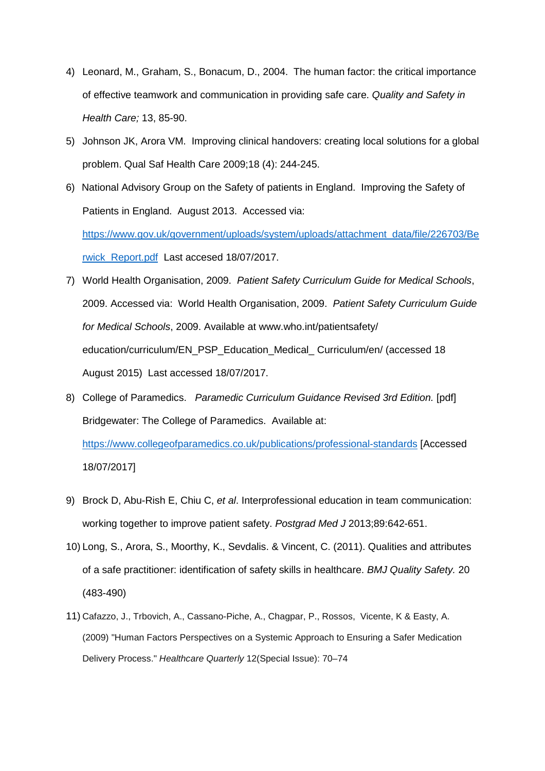4) Leonard, M., Graham, S., Bonacum, D., 2004. The human factor: the critical importance of effective teamwork and communication in providing safe care. *Quality and Safety in Health Care;* 13, 85-90.

5) Johnson JK, Arora VM. Improving clinical handovers: creating local solutions for a global problem. Qual Saf Health Care 2009;18 (4): 244-245.

6) National Advisory Group on the Safety of patients in England. Improving the Safety of Patients in England. August 2013. Accessed via: https://www.gov.uk/government/uploads/system/uploads/attachment_data/file/226703/Berwick_Report.pdf Last accesed 18/07/2017.

7) World Health Organisation, 2009. *Patient Safety Curriculum Guide for Medical Schools*, 2009. Accessed via: World Health Organisation, 2009. *Patient Safety Curriculum Guide for Medical Schools*, 2009. Available at www.who.int/patientsafety/education/curriculum/EN_PSP_Education_Medical_ Curriculum/en/ (accessed 18 August 2015) Last accessed 18/07/2017.

8) College of Paramedics. *Paramedic Curriculum Guidance Revised 3rd Edition.* [pdf] Bridgewater: The College of Paramedics. Available at: https://www.collegeofparamedics.co.uk/publications/professional-standards [Accessed 18/07/2017]

9) Brock D, Abu-Rish E, Chiu C, *et al*. Interprofessional education in team communication: working together to improve patient safety. *Postgrad Med J* 2013;89:642-651.

10) Long, S., Arora, S., Moorthy, K., Sevdalis. & Vincent, C. (2011). Qualities and attributes of a safe practitioner: identification of safety skills in healthcare. *BMJ Quality Safety.* 20 (483-490)

11) Cafazzo, J., Trbovich, A., Cassano-Piche, A., Chagpar, P., Rossos, Vicente, K & Easty, A. (2009) "Human Factors Perspectives on a Systemic Approach to Ensuring a Safer Medication Delivery Process." *Healthcare Quarterly* 12(Special Issue): 70–74